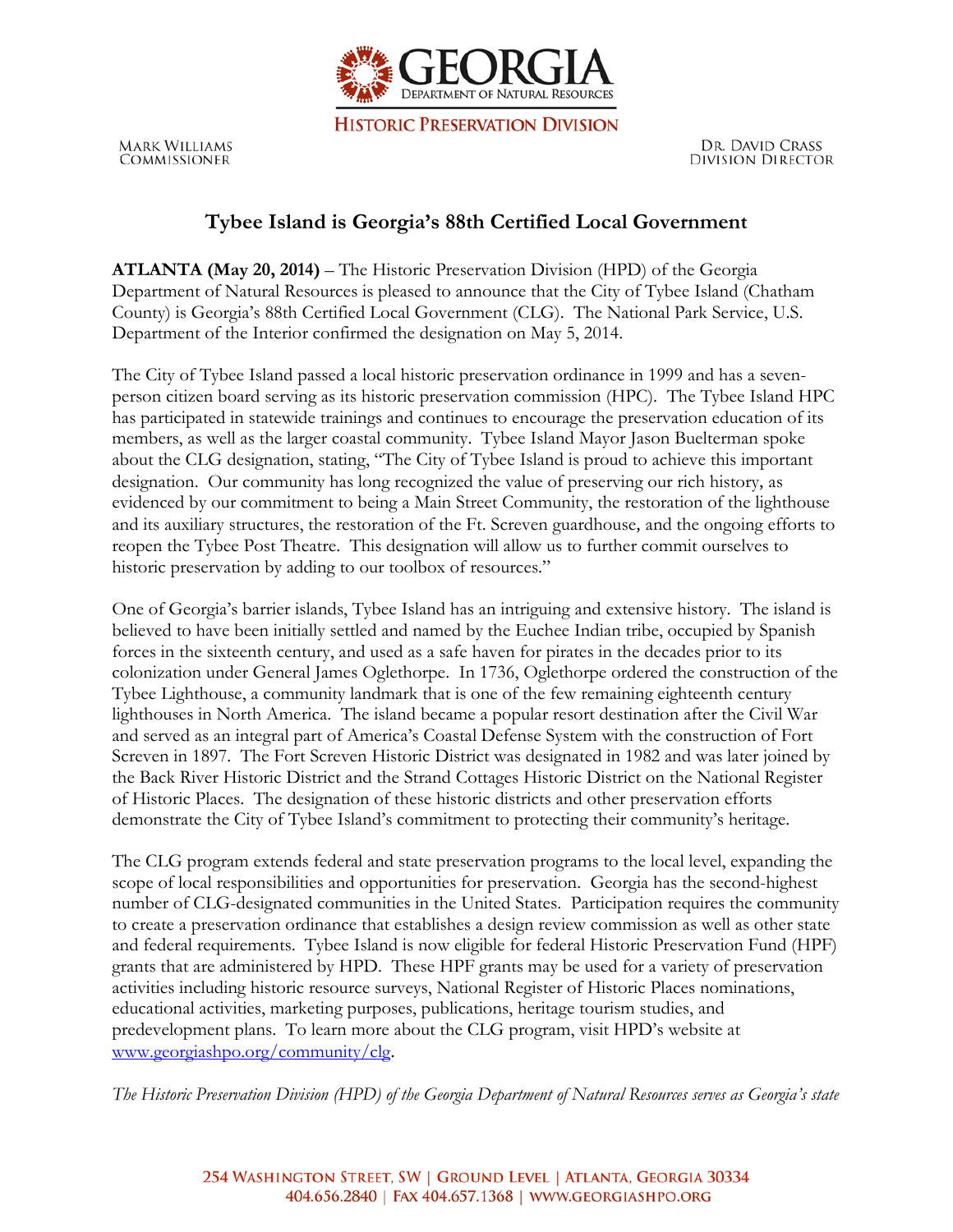GEORGIA
DEPARTMENT OF NATURAL RESOURCES

HISTORIC PRESERVATION DIVISION

MARK WILLIAMS
COMMISSIONER

DR. DAVID CRASS
DIVISION DIRECTOR

# Tybee Island is Georgia's 88th Certified Local Government

**ATLANTA (May 20, 2014)** – The Historic Preservation Division (HPD) of the Georgia Department of Natural Resources is pleased to announce that the City of Tybee Island (Chatham County) is Georgia's 88th Certified Local Government (CLG). The National Park Service, U.S. Department of the Interior confirmed the designation on May 5, 2014.

The City of Tybee Island passed a local historic preservation ordinance in 1999 and has a seven-person citizen board serving as its historic preservation commission (HPC). The Tybee Island HPC has participated in statewide trainings and continues to encourage the preservation education of its members, as well as the larger coastal community. Tybee Island Mayor Jason Buelterman spoke about the CLG designation, stating, "The City of Tybee Island is proud to achieve this important designation. Our community has long recognized the value of preserving our rich history, as evidenced by our commitment to being a Main Street Community, the restoration of the lighthouse and its auxiliary structures, the restoration of the Ft. Screven guardhouse, and the ongoing efforts to reopen the Tybee Post Theatre. This designation will allow us to further commit ourselves to historic preservation by adding to our toolbox of resources."

One of Georgia's barrier islands, Tybee Island has an intriguing and extensive history. The island is believed to have been initially settled and named by the Euchee Indian tribe, occupied by Spanish forces in the sixteenth century, and used as a safe haven for pirates in the decades prior to its colonization under General James Oglethorpe. In 1736, Oglethorpe ordered the construction of the Tybee Lighthouse, a community landmark that is one of the few remaining eighteenth century lighthouses in North America. The island became a popular resort destination after the Civil War and served as an integral part of America's Coastal Defense System with the construction of Fort Screven in 1897. The Fort Screven Historic District was designated in 1982 and was later joined by the Back River Historic District and the Strand Cottages Historic District on the National Register of Historic Places. The designation of these historic districts and other preservation efforts demonstrate the City of Tybee Island's commitment to protecting their community's heritage.

The CLG program extends federal and state preservation programs to the local level, expanding the scope of local responsibilities and opportunities for preservation. Georgia has the second-highest number of CLG-designated communities in the United States. Participation requires the community to create a preservation ordinance that establishes a design review commission as well as other state and federal requirements. Tybee Island is now eligible for federal Historic Preservation Fund (HPF) grants that are administered by HPD. These HPF grants may be used for a variety of preservation activities including historic resource surveys, National Register of Historic Places nominations, educational activities, marketing purposes, publications, heritage tourism studies, and predevelopment plans. To learn more about the CLG program, visit HPD's website at www.georgiashpo.org/community/clg.

*The Historic Preservation Division (HPD) of the Georgia Department of Natural Resources serves as Georgia's state*

254 WASHINGTON STREET, SW | GROUND LEVEL | ATLANTA, GEORGIA 30334
404.656.2840 | FAX 404.657.1368 | WWW.GEORGIASHPO.ORG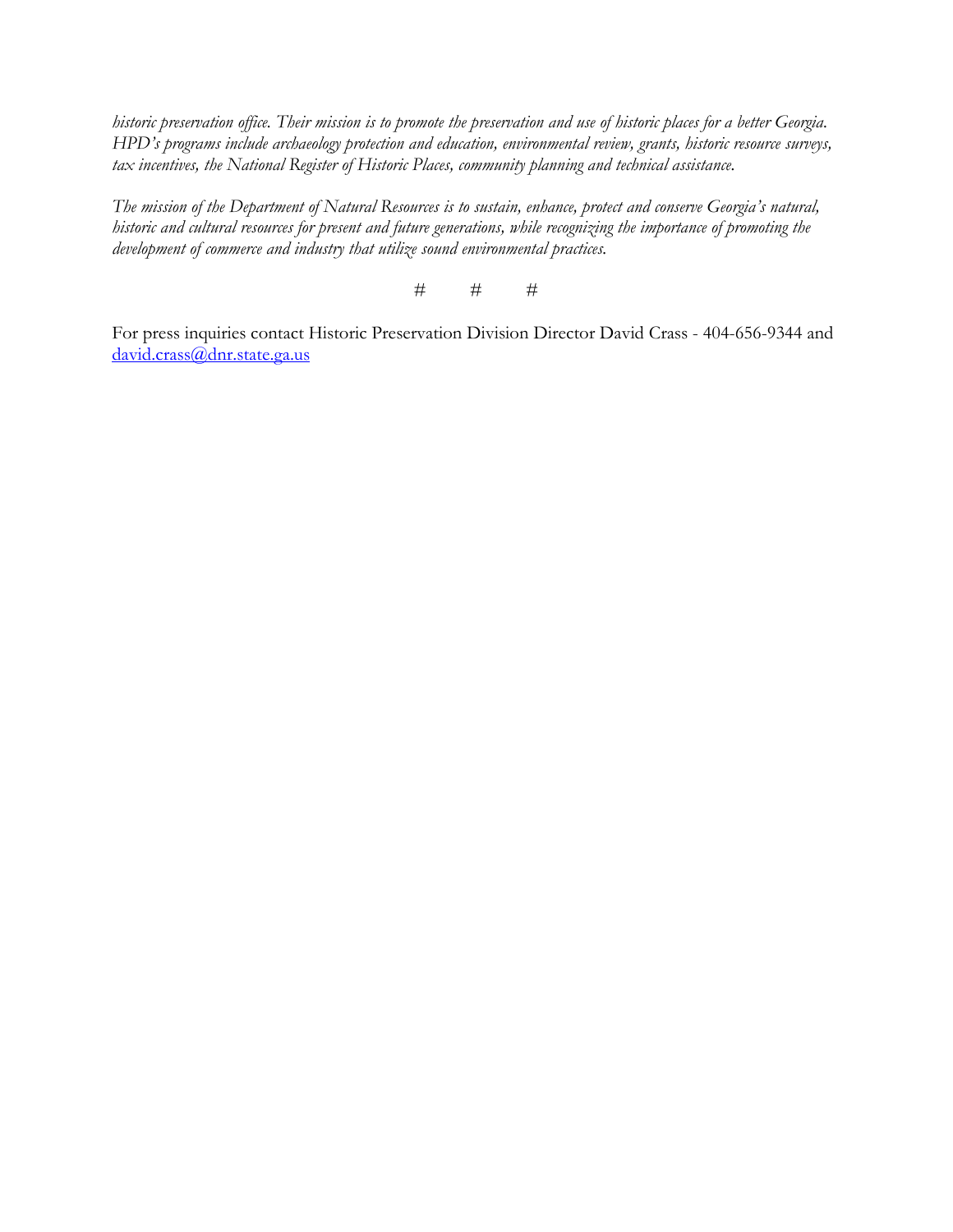*historic preservation office. Their mission is to promote the preservation and use of historic places for a better Georgia. HPD's programs include archaeology protection and education, environmental review, grants, historic resource surveys, tax incentives, the National Register of Historic Places, community planning and technical assistance.*

*The mission of the Department of Natural Resources is to sustain, enhance, protect and conserve Georgia's natural, historic and cultural resources for present and future generations, while recognizing the importance of promoting the development of commerce and industry that utilize sound environmental practices.*

# # #

For press inquiries contact Historic Preservation Division Director David Crass - 404-656-9344 and david.crass@dnr.state.ga.us